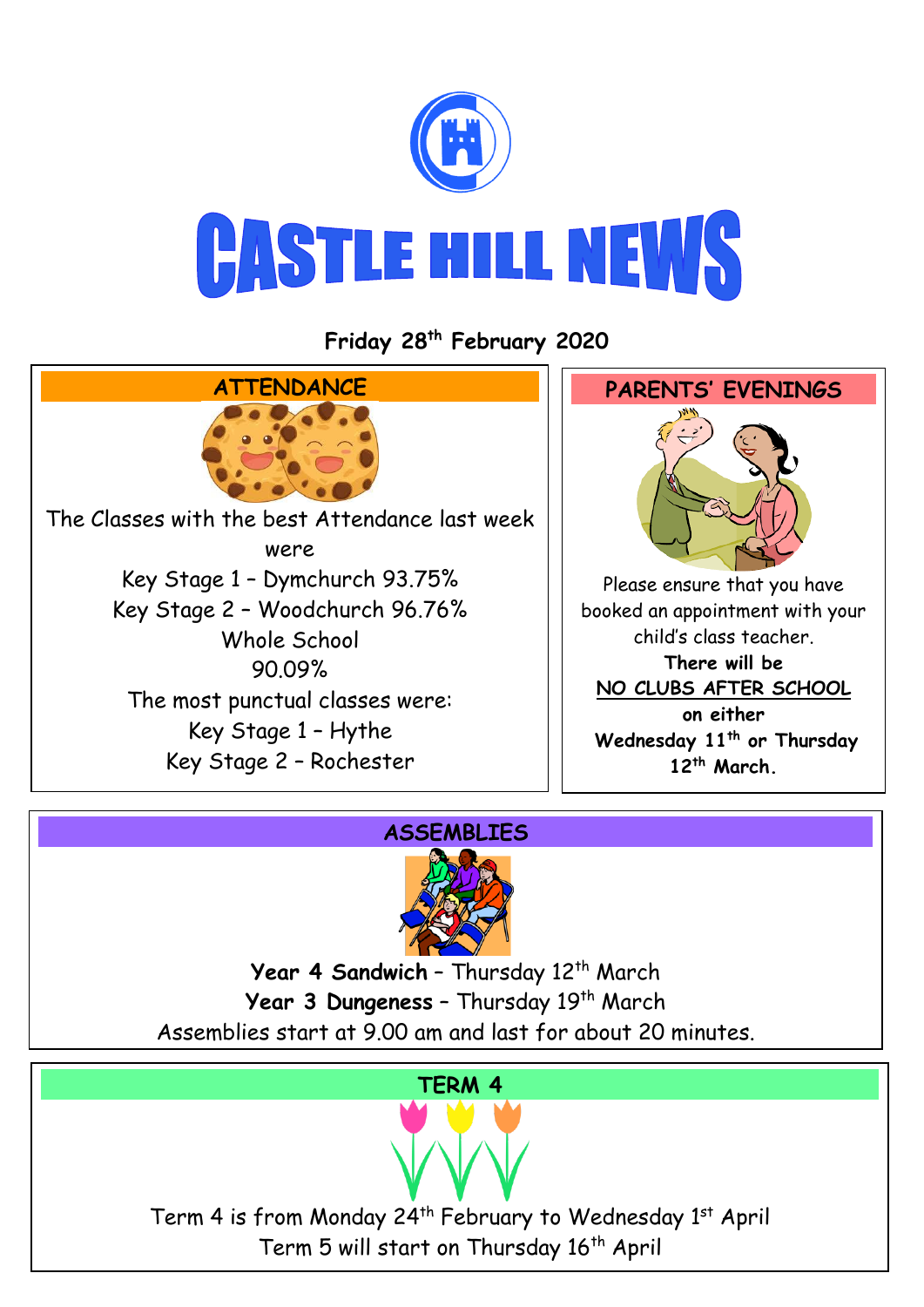# CASTLE HILL NEWS

**Friday 28th February 2020**

## ATTENDANCE

The Classes with the best Attendance last week were

Key Stage 1 – Dymchurch 93.75%
Key Stage 2 – Woodchurch 96.76%
Whole School
90.09%

The most punctual classes were:
Key Stage 1 – Hythe
Key Stage 2 – Rochester

## PARENTS' EVENINGS

Please ensure that you have booked an appointment with your child's class teacher.

**There will be**
**NO CLUBS AFTER SCHOOL**
**on either**
**Wednesday 11th or Thursday 12th March.**

## ASSEMBLIES

**Year 4 Sandwich** – Thursday 12th March
**Year 3 Dungeness** – Thursday 19th March
Assemblies start at 9.00 am and last for about 20 minutes.

## TERM 4

Term 4 is from Monday 24th February to Wednesday 1st April
Term 5 will start on Thursday 16th April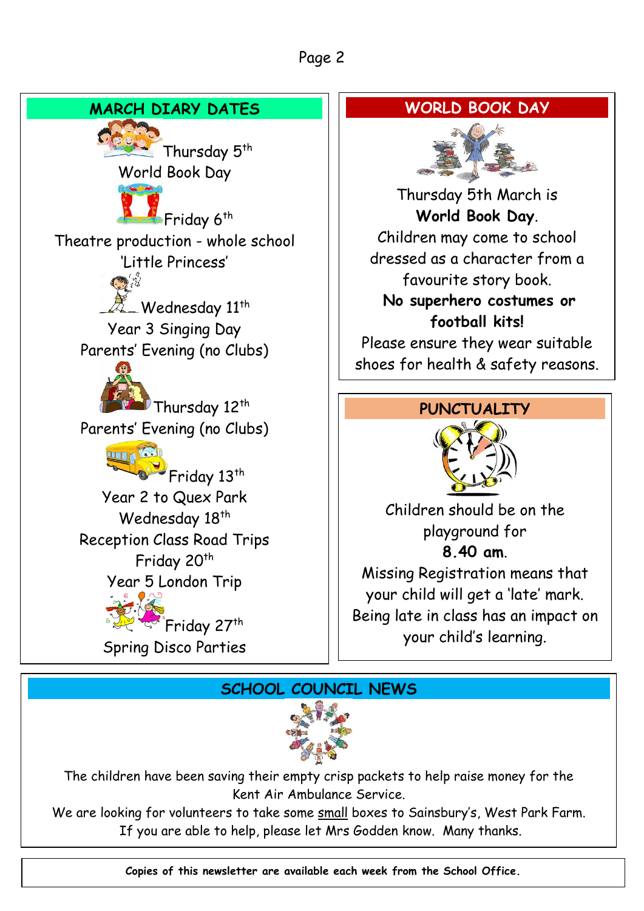## MARCH DIARY DATES

Thursday 5th
World Book Day

Friday 6th
Theatre production - whole school
'Little Princess'

Wednesday 11th
Year 3 Singing Day
Parents' Evening (no Clubs)

Thursday 12th
Parents' Evening (no Clubs)

Friday 13th
Year 2 to Quex Park

Wednesday 18th
Reception Class Road Trips

Friday 20th
Year 5 London Trip

Friday 27th
Spring Disco Parties

## WORLD BOOK DAY

Thursday 5th March is **World Book Day**.
Children may come to school dressed as a character from a favourite story book.
**No superhero costumes or football kits!**
Please ensure they wear suitable shoes for health & safety reasons.

## PUNCTUALITY

Children should be on the playground for **8.40 am**.
Missing Registration means that your child will get a 'late' mark.
Being late in class has an impact on your child's learning.

## SCHOOL COUNCIL NEWS

The children have been saving their empty crisp packets to help raise money for the Kent Air Ambulance Service.
We are looking for volunteers to take some small boxes to Sainsbury's, West Park Farm.
If you are able to help, please let Mrs Godden know. Many thanks.

**Copies of this newsletter are available each week from the School Office.**